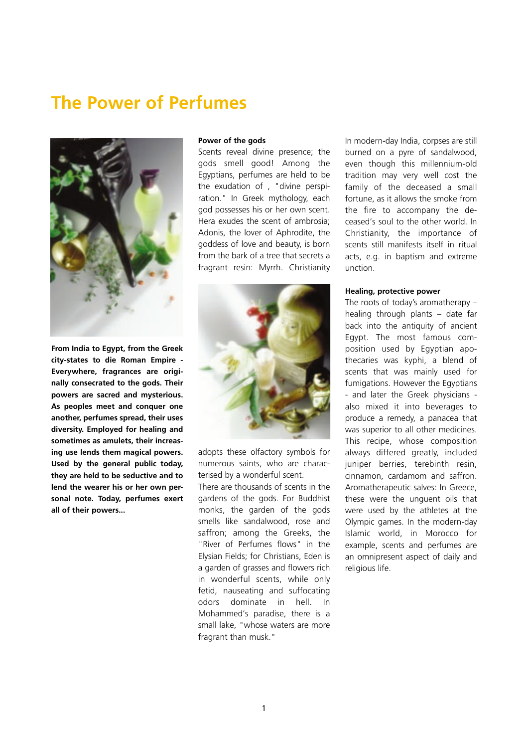# The Power of Perfumes

**From India to Egypt, from the Greek city-states to die Roman Empire - Everywhere, fragrances are originally consecrated to the gods. Their powers are sacred and mysterious. As peoples meet and conquer one another, perfumes spread, their uses diversity. Employed for healing and sometimes as amulets, their increasing use lends them magical powers. Used by the general public today, they are held to be seductive and to lend the wearer his or her own personal note. Today, perfumes exert all of their powers...**

**Power of the gods**

Scents reveal divine presence; the gods smell good! Among the Egyptians, perfumes are held to be the exudation of , "divine perspiration." In Greek mythology, each god possesses his or her own scent. Hera exudes the scent of ambrosia; Adonis, the lover of Aphrodite, the goddess of love and beauty, is born from the bark of a tree that secrets a fragrant resin: Myrrh. Christianity adopts these olfactory symbols for numerous saints, who are characterised by a wonderful scent.

There are thousands of scents in the gardens of the gods. For Buddhist monks, the garden of the gods smells like sandalwood, rose and saffron; among the Greeks, the "River of Perfumes flows" in the Elysian Fields; for Christians, Eden is a garden of grasses and flowers rich in wonderful scents, while only fetid, nauseating and suffocating odors dominate in hell. In Mohammed's paradise, there is a small lake, "whose waters are more fragrant than musk."

In modern-day India, corpses are still burned on a pyre of sandalwood, even though this millennium-old tradition may very well cost the family of the deceased a small fortune, as it allows the smoke from the fire to accompany the deceased's soul to the other world. In Christianity, the importance of scents still manifests itself in ritual acts, e.g. in baptism and extreme unction.

**Healing, protective power**

The roots of today's aromatherapy – healing through plants – date far back into the antiquity of ancient Egypt. The most famous composition used by Egyptian apothecaries was kyphi, a blend of scents that was mainly used for fumigations. However the Egyptians - and later the Greek physicians - also mixed it into beverages to produce a remedy, a panacea that was superior to all other medicines. This recipe, whose composition always differed greatly, included juniper berries, terebinth resin, cinnamon, cardamom and saffron. Aromatherapeutic salves: In Greece, these were the unguent oils that were used by the athletes at the Olympic games. In the modern-day Islamic world, in Morocco for example, scents and perfumes are an omnipresent aspect of daily and religious life.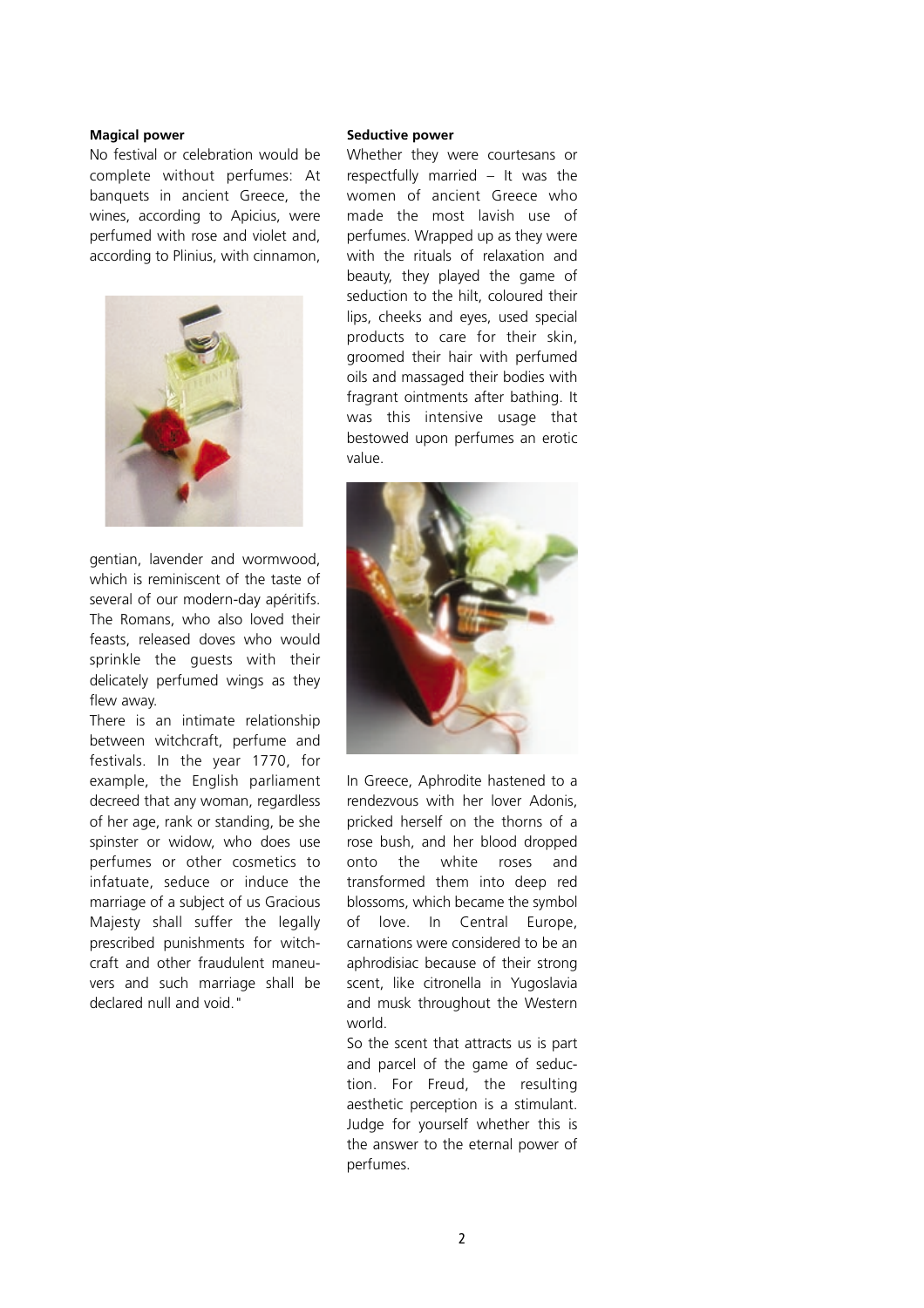### Magical power

No festival or celebration would be complete without perfumes: At banquets in ancient Greece, the wines, according to Apicius, were perfumed with rose and violet and, according to Plinius, with cinnamon, gentian, lavender and wormwood, which is reminiscent of the taste of several of our modern-day apéritifs. The Romans, who also loved their feasts, released doves who would sprinkle the guests with their delicately perfumed wings as they flew away.

There is an intimate relationship between witchcraft, perfume and festivals. In the year 1770, for example, the English parliament decreed that any woman, regardless of her age, rank or standing, be she spinster or widow, who does use perfumes or other cosmetics to infatuate, seduce or induce the marriage of a subject of us Gracious Majesty shall suffer the legally prescribed punishments for witchcraft and other fraudulent maneuvers and such marriage shall be declared null and void."

### Seductive power

Whether they were courtesans or respectfully married – It was the women of ancient Greece who made the most lavish use of perfumes. Wrapped up as they were with the rituals of relaxation and beauty, they played the game of seduction to the hilt, coloured their lips, cheeks and eyes, used special products to care for their skin, groomed their hair with perfumed oils and massaged their bodies with fragrant ointments after bathing. It was this intensive usage that bestowed upon perfumes an erotic value.

In Greece, Aphrodite hastened to a rendezvous with her lover Adonis, pricked herself on the thorns of a rose bush, and her blood dropped onto the white roses and transformed them into deep red blossoms, which became the symbol of love. In Central Europe, carnations were considered to be an aphrodisiac because of their strong scent, like citronella in Yugoslavia and musk throughout the Western world.

So the scent that attracts us is part and parcel of the game of seduction. For Freud, the resulting aesthetic perception is a stimulant. Judge for yourself whether this is the answer to the eternal power of perfumes.